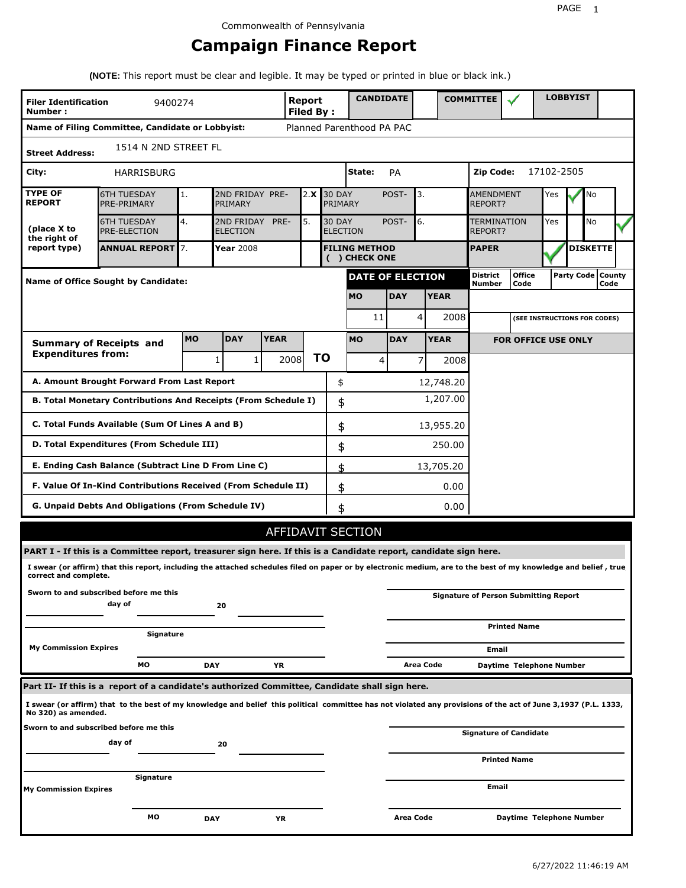Commonwealth of Pennsylvania

# Campaign Finance Report

**(NOTE:** This report must be clear and legible. It may be typed or printed in blue or black ink.)

| | | | |
|---|---|---|---|
| **Filer Identification Number :** | 9400274 | **Report Filed By :** | **CANDIDATE** [ ] **COMMITTEE** [✓] **LOBBYIST** [ ] |
| **Name of Filing Committee, Candidate or Lobbyist:** | Planned Parenthood PA PAC | | |
| **Street Address:** | 1514 N 2ND STREET FL | | |
| **City:** | HARRISBURG | **State:** PA | **Zip Code:** 17102-2505 |

| **TYPE OF REPORT** (place X to the right of report type) | | | | | | | |
|---|---|---|---|---|---|---|---|
| 6TH TUESDAY PRE-PRIMARY | 1. | 2ND FRIDAY PRE-PRIMARY | 2. **X** | 30 DAY POST-PRIMARY | 3. | AMENDMENT REPORT? | Yes ✓ No |
| 6TH TUESDAY PRE-ELECTION | 4. | 2ND FRIDAY PRE-ELECTION | 5. | 30 DAY POST-ELECTION | 6. | TERMINATION REPORT? | Yes No ✓ |
| **ANNUAL REPORT** | 7. | **Year** 2008 | | **FILING METHOD ( ) CHECK ONE** | | **PAPER** ✓ | **DISKETTE** |

**Name of Office Sought by Candidate:**

| **DATE OF ELECTION** | | |
|---|---|---|
| **MO** | **DAY** | **YEAR** |
| 11 | 4 | 2008 |

| District Number | Office Code | Party Code | County Code |
|---|---|---|---|
| | | | |

(SEE INSTRUCTIONS FOR CODES)

| **Summary of Receipts and Expenditures from:** | **MO** | **DAY** | **YEAR** | | **MO** | **DAY** | **YEAR** |
|---|---|---|---|---|---|---|---|
| | 1 | 1 | 2008 | **TO** | 4 | 7 | 2008 |

**FOR OFFICE USE ONLY**

| | | |
|---|---|---|
| **A. Amount Brought Forward From Last Report** | $ | 12,748.20 |
| **B. Total Monetary Contributions And Receipts (From Schedule I)** | $ | 1,207.00 |
| **C. Total Funds Available (Sum Of Lines A and B)** | $ | 13,955.20 |
| **D. Total Expenditures (From Schedule III)** | $ | 250.00 |
| **E. Ending Cash Balance (Subtract Line D From Line C)** | $ | 13,705.20 |
| **F. Value Of In-Kind Contributions Received (From Schedule II)** | $ | 0.00 |
| **G. Unpaid Debts And Obligations (From Schedule IV)** | $ | 0.00 |

## AFFIDAVIT SECTION

**PART I - If this is a Committee report, treasurer sign here. If this is a Candidate report, candidate sign here.**

**I swear (or affirm) that this report, including the attached schedules filed on paper or by electronic medium, are to the best of my knowledge and belief , true correct and complete.**

**Sworn to and subscribed before me this** ______ **day of** ______ **20** ______

______ **Signature**

**My Commission Expires** ______ **MO** ______ **DAY** ______ **YR**

______ **Signature of Person Submitting Report**

______ **Printed Name**

______ **Email**

______ **Area Code** ______ **Daytime Telephone Number**

**Part II- If this is a report of a candidate's authorized Committee, Candidate shall sign here.**

**I swear (or affirm) that to the best of my knowledge and belief this political committee has not violated any provisions of the act of June 3,1937 (P.L. 1333, No 320) as amended.**

**Sworn to and subscribed before me this** ______ **day of** ______ **20** ______

______ **Signature**

**My Commission Expires** ______ **MO** ______ **DAY** ______ **YR**

______ **Signature of Candidate**

______ **Printed Name**

______ **Email**

______ **Area Code** ______ **Daytime Telephone Number**

6/27/2022 11:46:19 AM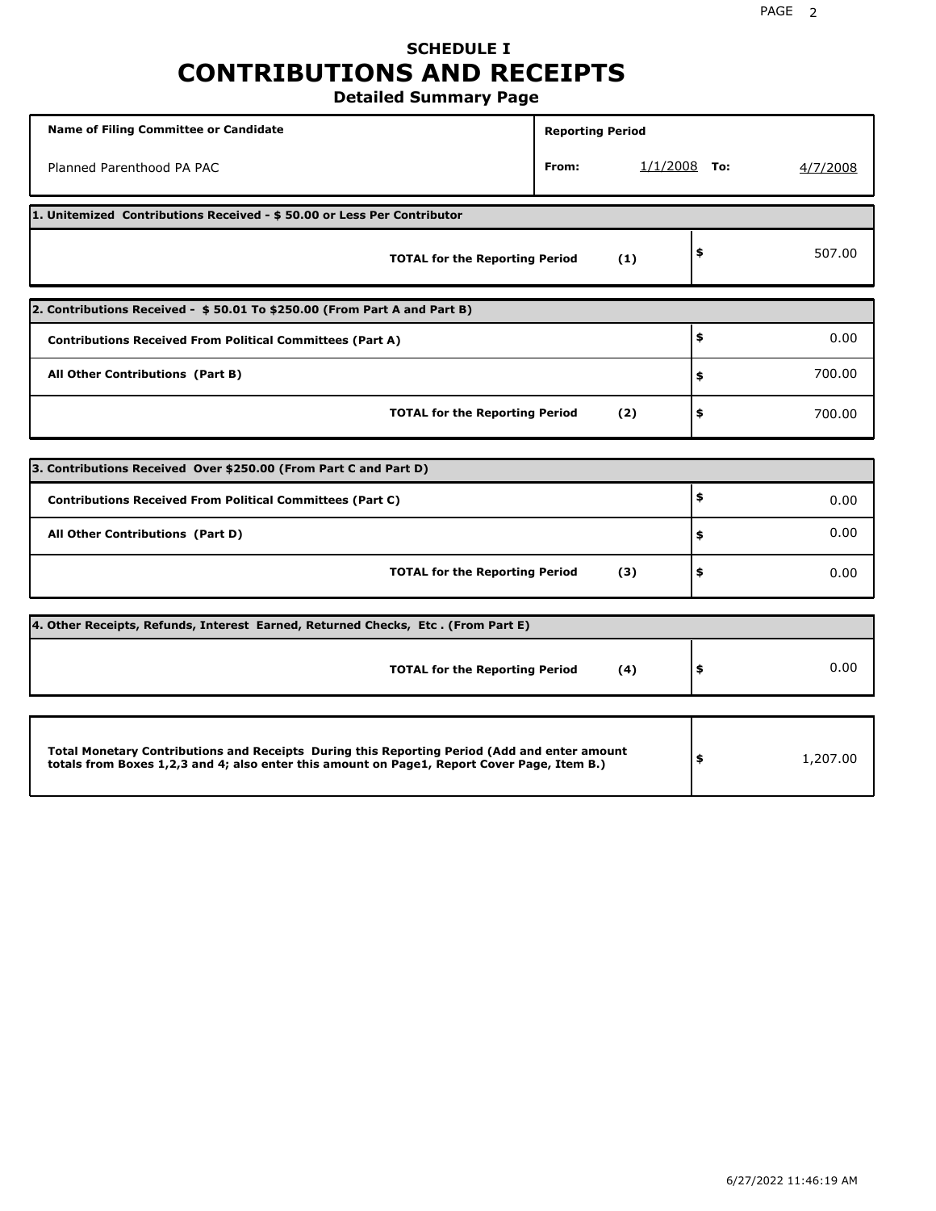# SCHEDULE I
# CONTRIBUTIONS AND RECEIPTS
## Detailed Summary Page

| Name of Filing Committee or Candidate | Reporting Period | |
|---|---|---|
| Planned Parenthood PA PAC | From: 1/1/2008 | To: 4/7/2008 |

**1. Unitemized Contributions Received - $ 50.00 or Less Per Contributor**

| | | |
|---|---|---|
| **TOTAL for the Reporting Period** | **(1)** | $ 507.00 |

**2. Contributions Received - $ 50.01 To $250.00 (From Part A and Part B)**

| | | |
|---|---|---|
| **Contributions Received From Political Committees (Part A)** | | $ 0.00 |
| **All Other Contributions (Part B)** | | $ 700.00 |
| **TOTAL for the Reporting Period** | **(2)** | $ 700.00 |

**3. Contributions Received Over $250.00 (From Part C and Part D)**

| | | |
|---|---|---|
| **Contributions Received From Political Committees (Part C)** | | $ 0.00 |
| **All Other Contributions (Part D)** | | $ 0.00 |
| **TOTAL for the Reporting Period** | **(3)** | $ 0.00 |

**4. Other Receipts, Refunds, Interest Earned, Returned Checks, Etc . (From Part E)**

| | | |
|---|---|---|
| **TOTAL for the Reporting Period** | **(4)** | $ 0.00 |

| | |
|---|---|
| **Total Monetary Contributions and Receipts During this Reporting Period (Add and enter amount totals from Boxes 1,2,3 and 4; also enter this amount on Page1, Report Cover Page, Item B.)** | $ 1,207.00 |

6/27/2022 11:46:19 AM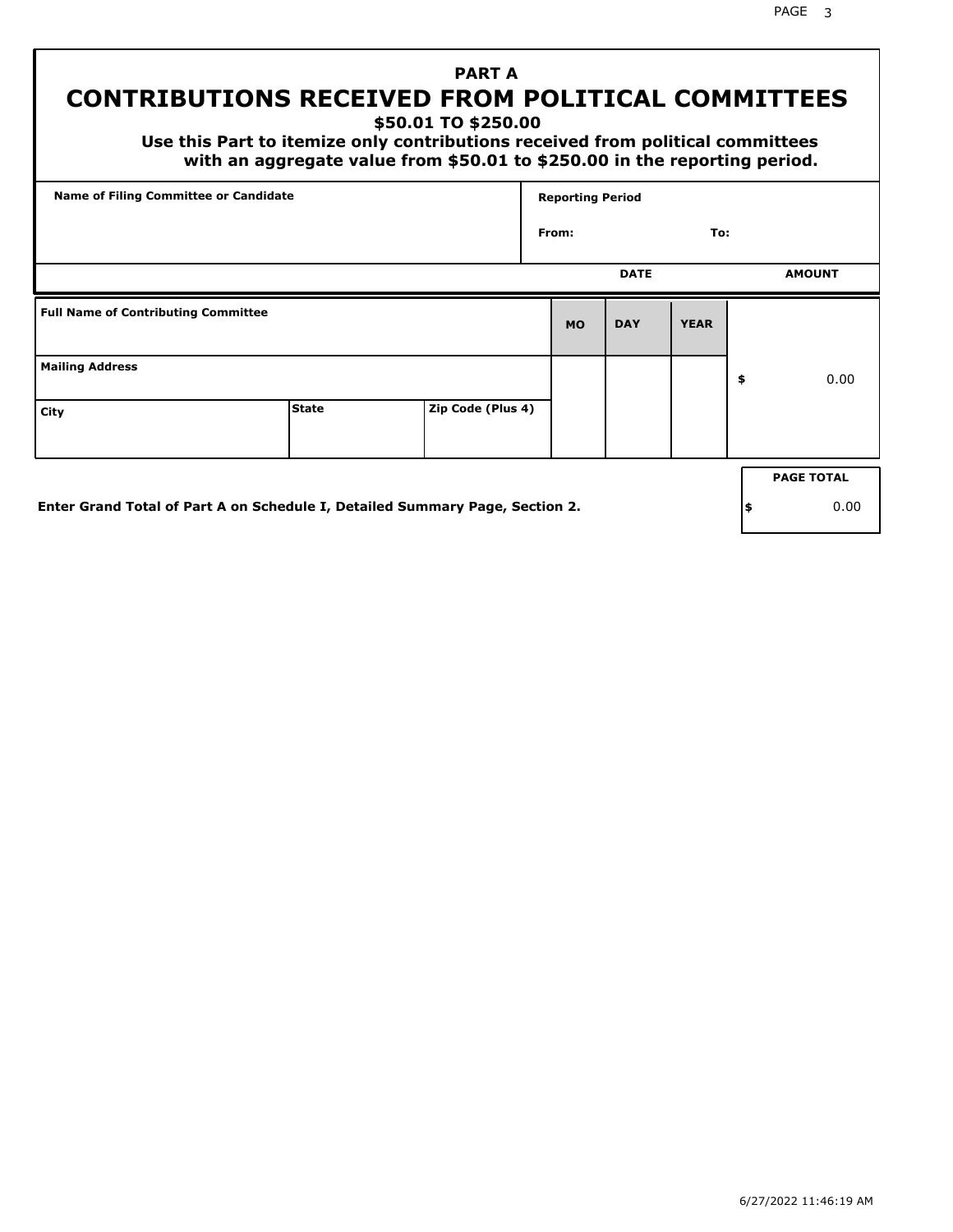# PART A
## CONTRIBUTIONS RECEIVED FROM POLITICAL COMMITTEES
### $50.01 TO $250.00

**Use this Part to itemize only contributions received from political committees with an aggregate value from $50.01 to $250.00 in the reporting period.**

| Name of Filing Committee or Candidate | Reporting Period |
|---|---|
| | From: To: |

| Full Name of Contributing Committee | | | DATE MO | DAY | YEAR | AMOUNT |
|---|---|---|---|---|---|---|
| Mailing Address | | | | | | $ 0.00 |
| City | State | Zip Code (Plus 4) | | | | |

**Enter Grand Total of Part A on Schedule I, Detailed Summary Page, Section 2.**

| PAGE TOTAL |
|---|
| $ 0.00 |

6/27/2022 11:46:19 AM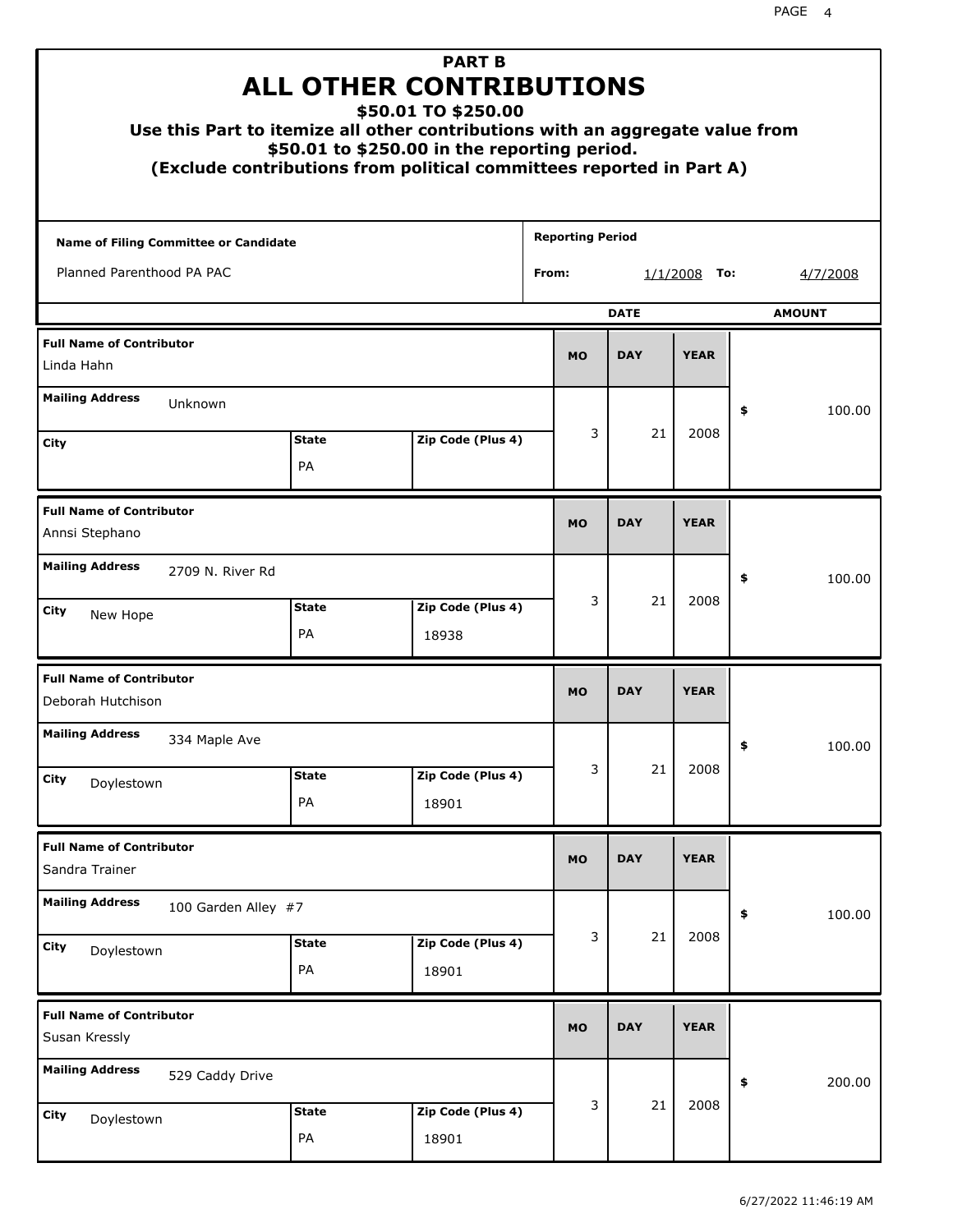# PART B
# ALL OTHER CONTRIBUTIONS
## $50.01 TO $250.00

**Use this Part to itemize all other contributions with an aggregate value from $50.01 to $250.00 in the reporting period.**
**(Exclude contributions from political committees reported in Part A)**

| Name of Filing Committee or Candidate | Reporting Period |
|---|---|
| Planned Parenthood PA PAC | From: 1/1/2008 To: 4/7/2008 |

| Full Name of Contributor | Mailing Address | City | State | Zip Code (Plus 4) | MO | DAY | YEAR | AMOUNT |
|---|---|---|---|---|---|---|---|---|
| Linda Hahn | Unknown | | PA | | 3 | 21 | 2008 | $ 100.00 |
| Annsi Stephano | 2709 N. River Rd | New Hope | PA | 18938 | 3 | 21 | 2008 | $ 100.00 |
| Deborah Hutchison | 334 Maple Ave | Doylestown | PA | 18901 | 3 | 21 | 2008 | $ 100.00 |
| Sandra Trainer | 100 Garden Alley #7 | Doylestown | PA | 18901 | 3 | 21 | 2008 | $ 100.00 |
| Susan Kressly | 529 Caddy Drive | Doylestown | PA | 18901 | 3 | 21 | 2008 | $ 200.00 |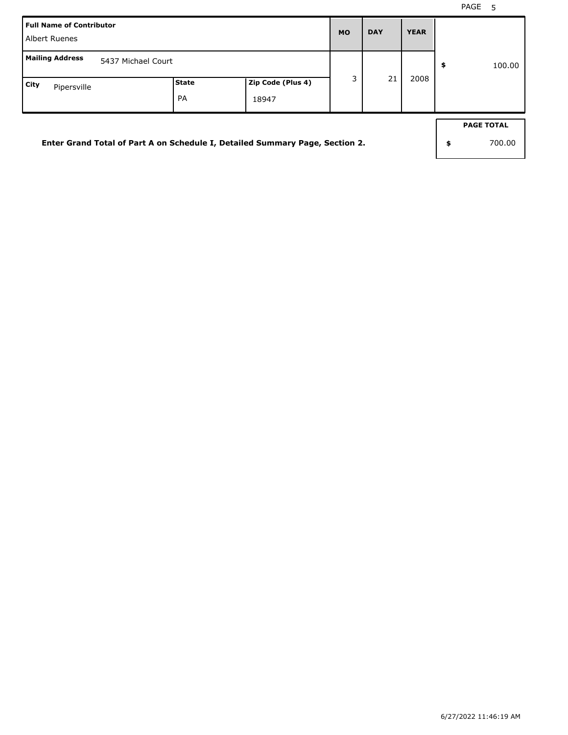| Full Name of Contributor | | | MO | DAY | YEAR | |
| --- | --- | --- | --- | --- | --- | --- |
| Albert Ruenes | | | | | | |
| **Mailing Address** 5437 Michael Court | | | 3 | 21 | 2008 | $ 100.00 |
| **City** Pipersville | **State** PA | **Zip Code (Plus 4)** 18947 | | | | |

**Enter Grand Total of Part A on Schedule I, Detailed Summary Page, Section 2.**

| PAGE TOTAL |
| --- |
| $ 700.00 |

6/27/2022 11:46:19 AM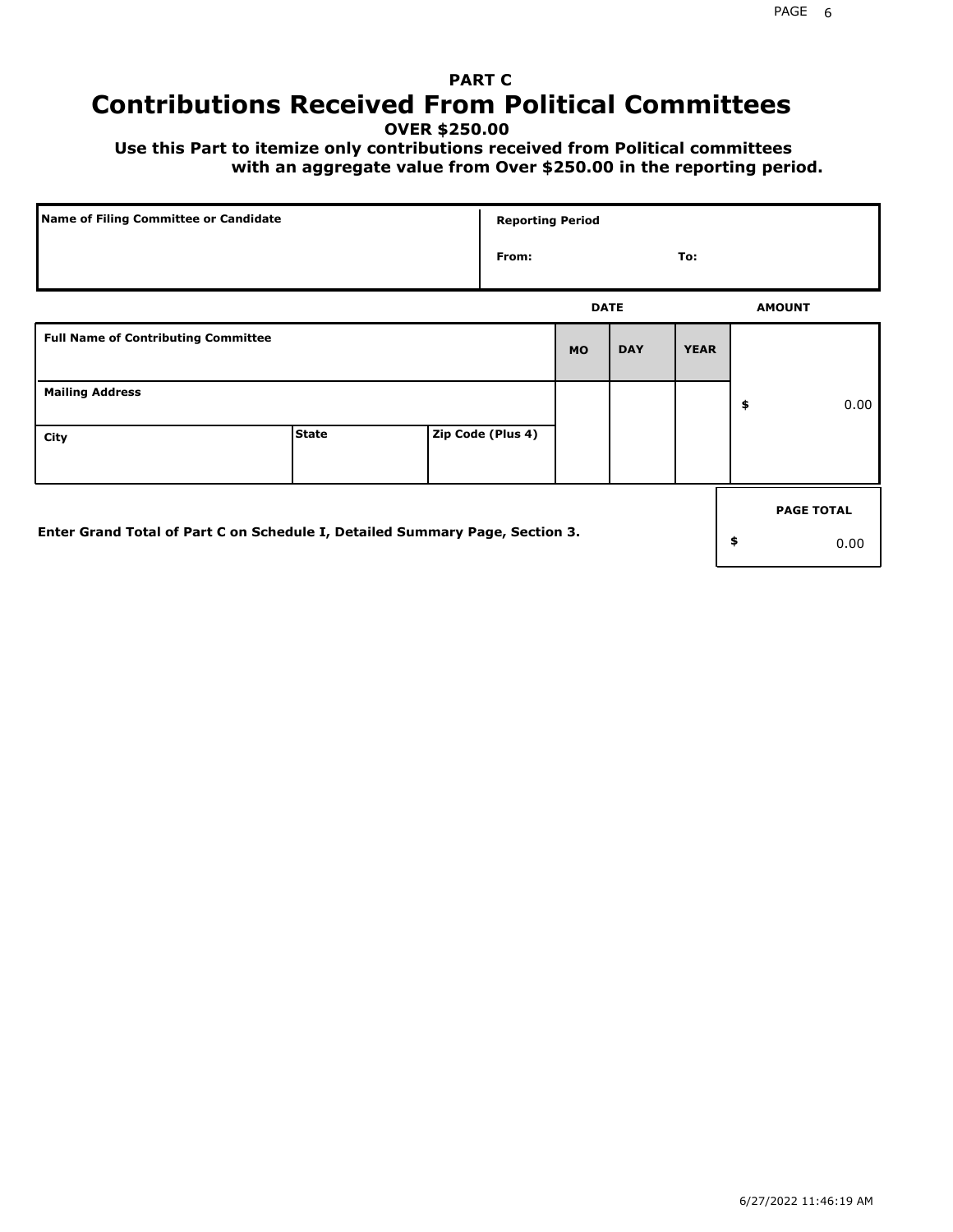## PART C

# Contributions Received From Political Committees

**OVER $250.00**

**Use this Part to itemize only contributions received from Political committees with an aggregate value from Over $250.00 in the reporting period.**

| Name of Filing Committee or Candidate | Reporting Period |
|---|---|
| | From: To: |

| Full Name of Contributing Committee | | | DATE MO | DATE DAY | DATE YEAR | AMOUNT |
|---|---|---|---|---|---|---|
| Mailing Address | | | | | | $ 0.00 |
| City | State | Zip Code (Plus 4) | | | | |

**Enter Grand Total of Part C on Schedule I, Detailed Summary Page, Section 3.**

| PAGE TOTAL |
|---|
| $ 0.00 |

6/27/2022 11:46:19 AM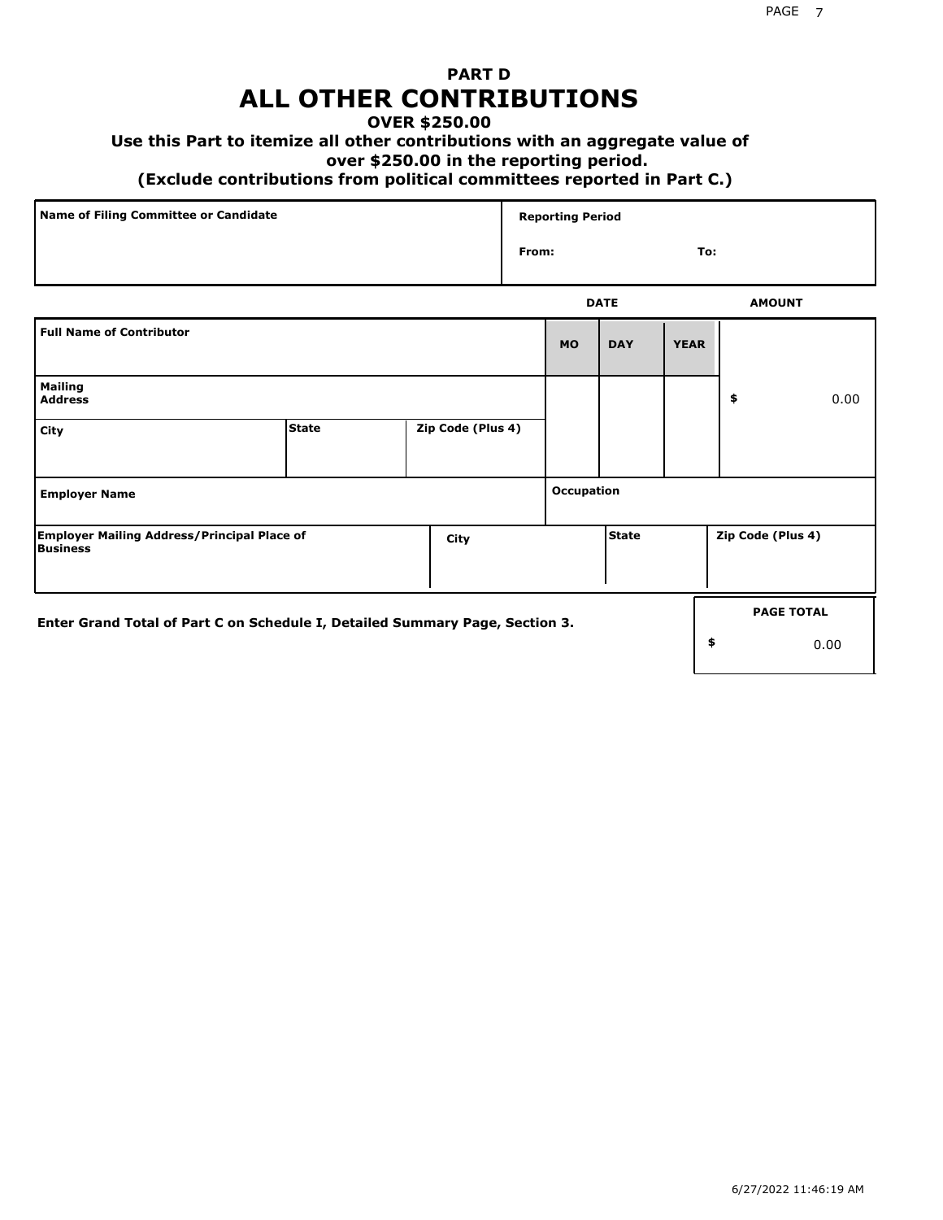# PART D
# ALL OTHER CONTRIBUTIONS

**OVER $250.00**

**Use this Part to itemize all other contributions with an aggregate value of over $250.00 in the reporting period.**

**(Exclude contributions from political committees reported in Part C.)**

| Name of Filing Committee or Candidate | Reporting Period From: To: |
|---|---|
| | |

| | | | DATE | | | AMOUNT |
|---|---|---|---|---|---|---|
| **Full Name of Contributor** | | | **MO** | **DAY** | **YEAR** | |
| **Mailing Address** | | | | | | $ 0.00 |
| **City** | **State** | **Zip Code (Plus 4)** | | | | |
| **Employer Name** | | | **Occupation** | | | |
| **Employer Mailing Address/Principal Place of Business** | **City** | | **State** | | **Zip Code (Plus 4)** | |

| Enter Grand Total of Part C on Schedule I, Detailed Summary Page, Section 3. | PAGE TOTAL |
|---|---|
| | $ 0.00 |

6/27/2022 11:46:19 AM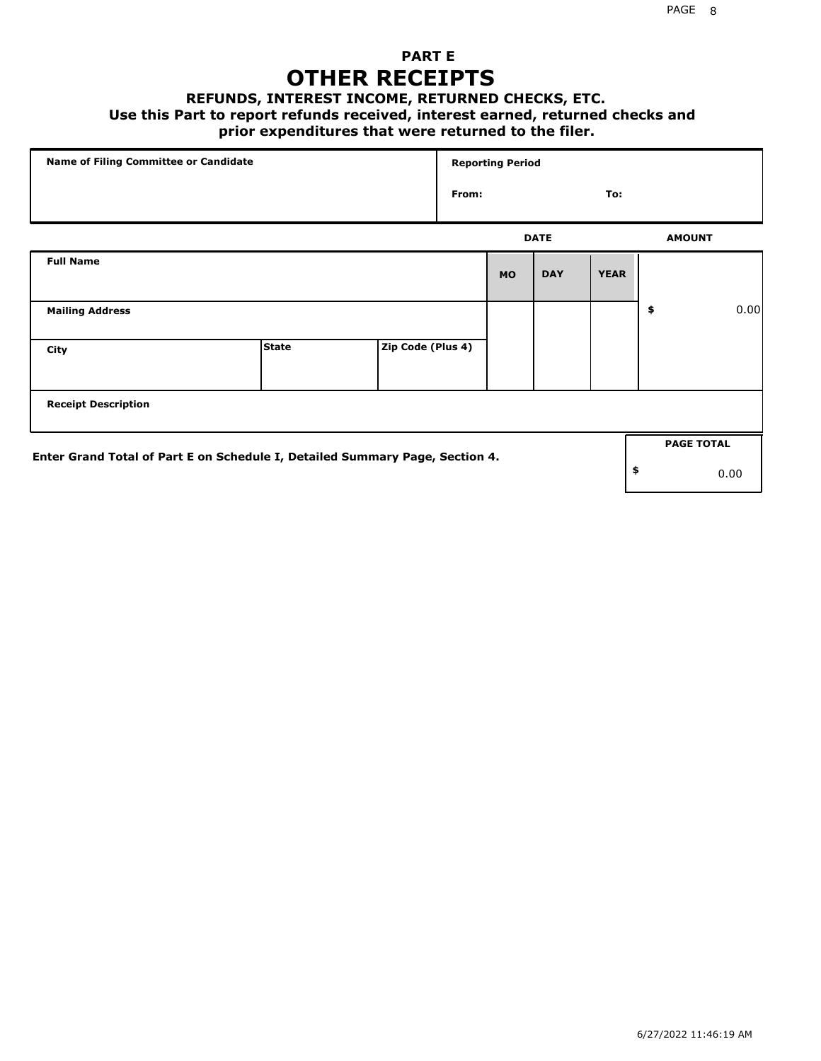# PART E

# OTHER RECEIPTS

### REFUNDS, INTEREST INCOME, RETURNED CHECKS, ETC.

**Use this Part to report refunds received, interest earned, returned checks and prior expenditures that were returned to the filer.**

| Name of Filing Committee or Candidate | Reporting Period |
|---|---|
| | From: To: |

| | | | DATE | | | AMOUNT |
|---|---|---|---|---|---|---|
| **Full Name** | | | **MO** | **DAY** | **YEAR** | |
| **Mailing Address** | | | | | | $ 0.00 |
| **City** | **State** | **Zip Code (Plus 4)** | | | | |
| **Receipt Description** | | | | | | |

**Enter Grand Total of Part E on Schedule I, Detailed Summary Page, Section 4.**

| PAGE TOTAL |
|---|
| $ 0.00 |

6/27/2022 11:46:19 AM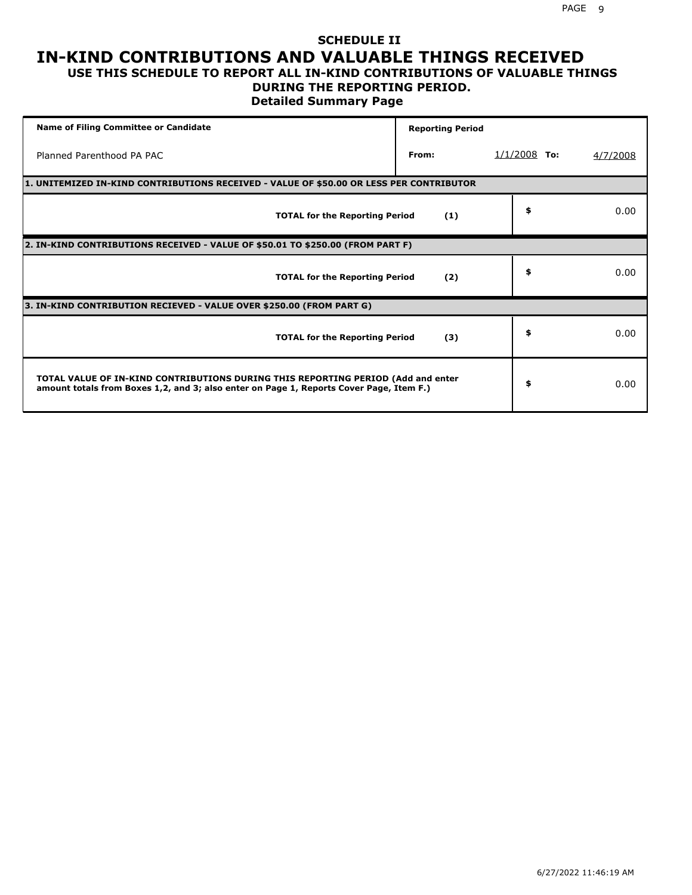# SCHEDULE II

## IN-KIND CONTRIBUTIONS AND VALUABLE THINGS RECEIVED

### USE THIS SCHEDULE TO REPORT ALL IN-KIND CONTRIBUTIONS OF VALUABLE THINGS DURING THE REPORTING PERIOD.

### Detailed Summary Page

| Name of Filing Committee or Candidate | Reporting Period | | | |
|---|---|---|---|---|
| Planned Parenthood PA PAC | From: | 1/1/2008 | To: | 4/7/2008 |

**1. UNITEMIZED IN-KIND CONTRIBUTIONS RECEIVED - VALUE OF $50.00 OR LESS PER CONTRIBUTOR**

| | | |
|---|---|---|
| **TOTAL for the Reporting Period** | **(1)** | $ 0.00 |

**2. IN-KIND CONTRIBUTIONS RECEIVED - VALUE OF $50.01 TO $250.00 (FROM PART F)**

| | | |
|---|---|---|
| **TOTAL for the Reporting Period** | **(2)** | $ 0.00 |

**3. IN-KIND CONTRIBUTION RECIEVED - VALUE OVER $250.00 (FROM PART G)**

| | | |
|---|---|---|
| **TOTAL for the Reporting Period** | **(3)** | $ 0.00 |

| | |
|---|---|
| **TOTAL VALUE OF IN-KIND CONTRIBUTIONS DURING THIS REPORTING PERIOD (Add and enter amount totals from Boxes 1,2, and 3; also enter on Page 1, Reports Cover Page, Item F.)** | $ 0.00 |

6/27/2022 11:46:19 AM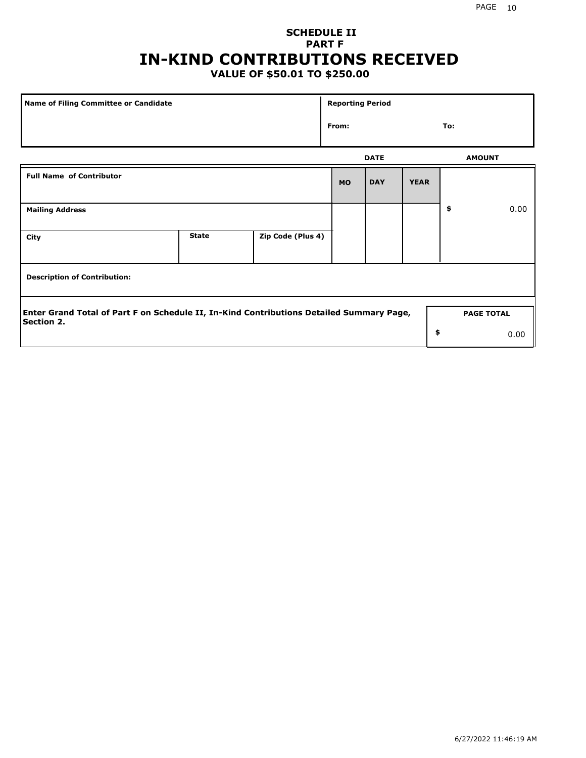# SCHEDULE II
## PART F
# IN-KIND CONTRIBUTIONS RECEIVED
### VALUE OF $50.01 TO $250.00

| Name of Filing Committee or Candidate | Reporting Period | |
|---|---|---|
| | From: | To: |

| Full Name of Contributor | | | DATE | | | AMOUNT |
|---|---|---|---|---|---|---|
| | | | MO | DAY | YEAR | |
| Mailing Address | | | | | | $ 0.00 |
| City | State | Zip Code (Plus 4) | | | | |
| Description of Contribution: | | | | | | |

| Enter Grand Total of Part F on Schedule II, In-Kind Contributions Detailed Summary Page, Section 2. | PAGE TOTAL |
|---|---|
| | $ 0.00 |

6/27/2022 11:46:19 AM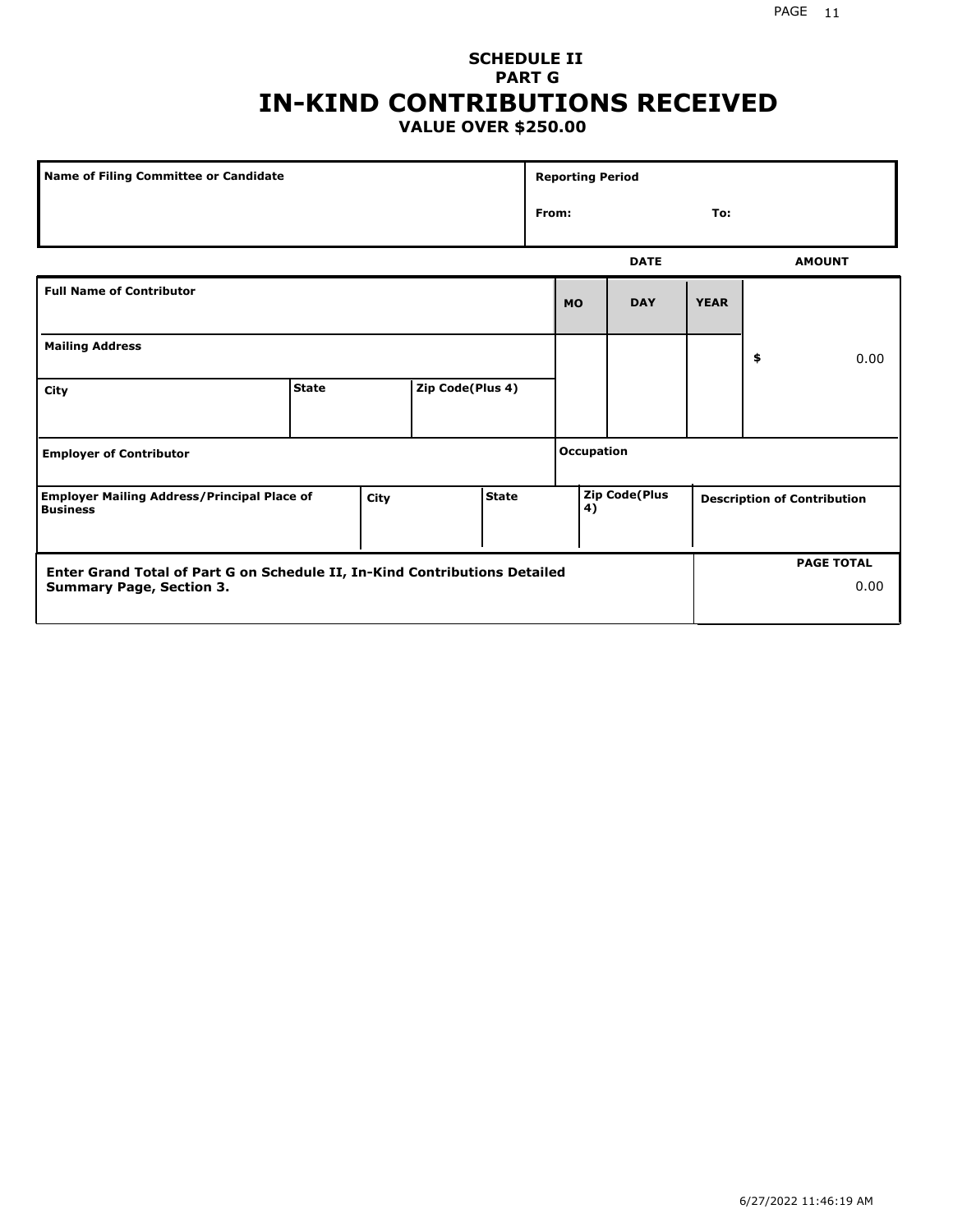## SCHEDULE II
## PART G
# IN-KIND CONTRIBUTIONS RECEIVED
### VALUE OVER $250.00

| Name of Filing Committee or Candidate | Reporting Period |
|---|---|
| | From: To: |

| Full Name of Contributor | | | DATE | | | AMOUNT |
|---|---|---|---|---|---|---|
| | | | MO | DAY | YEAR | |
| Mailing Address | | | | | | $ 0.00 |
| City | State | Zip Code(Plus 4) | | | | |
| Employer of Contributor | | | Occupation | | | |

| Employer Mailing Address/Principal Place of Business | City | State | Zip Code(Plus 4) | Description of Contribution |
|---|---|---|---|---|
| | | | | |

| Enter Grand Total of Part G on Schedule II, In-Kind Contributions Detailed Summary Page, Section 3. | PAGE TOTAL |
|---|---|
| | 0.00 |

6/27/2022 11:46:19 AM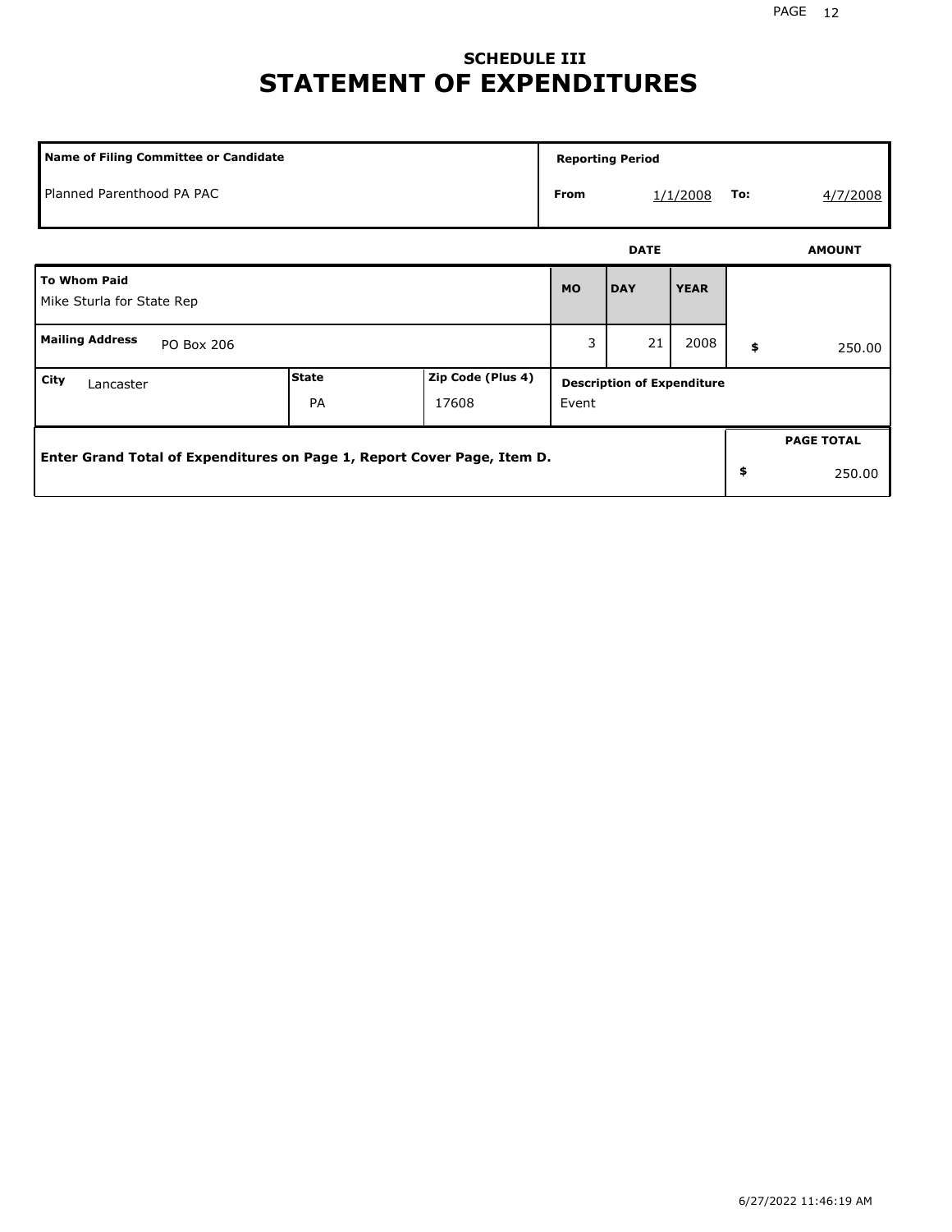### SCHEDULE III
# STATEMENT OF EXPENDITURES

| Name of Filing Committee or Candidate | Reporting Period | | | |
|---|---|---|---|---|
| Planned Parenthood PA PAC | From | 1/1/2008 | To: | 4/7/2008 |

| | | | DATE | | | AMOUNT |
|---|---|---|---|---|---|---|
| **To Whom Paid** Mike Sturla for State Rep | | | **MO** | **DAY** | **YEAR** | |
| **Mailing Address** PO Box 206 | | | 3 | 21 | 2008 | $ 250.00 |
| **City** Lancaster | **State** PA | **Zip Code (Plus 4)** 17608 | **Description of Expenditure** Event | | | |

| Enter Grand Total of Expenditures on Page 1, Report Cover Page, Item D. | PAGE TOTAL |
|---|---|
| | $ 250.00 |

6/27/2022 11:46:19 AM